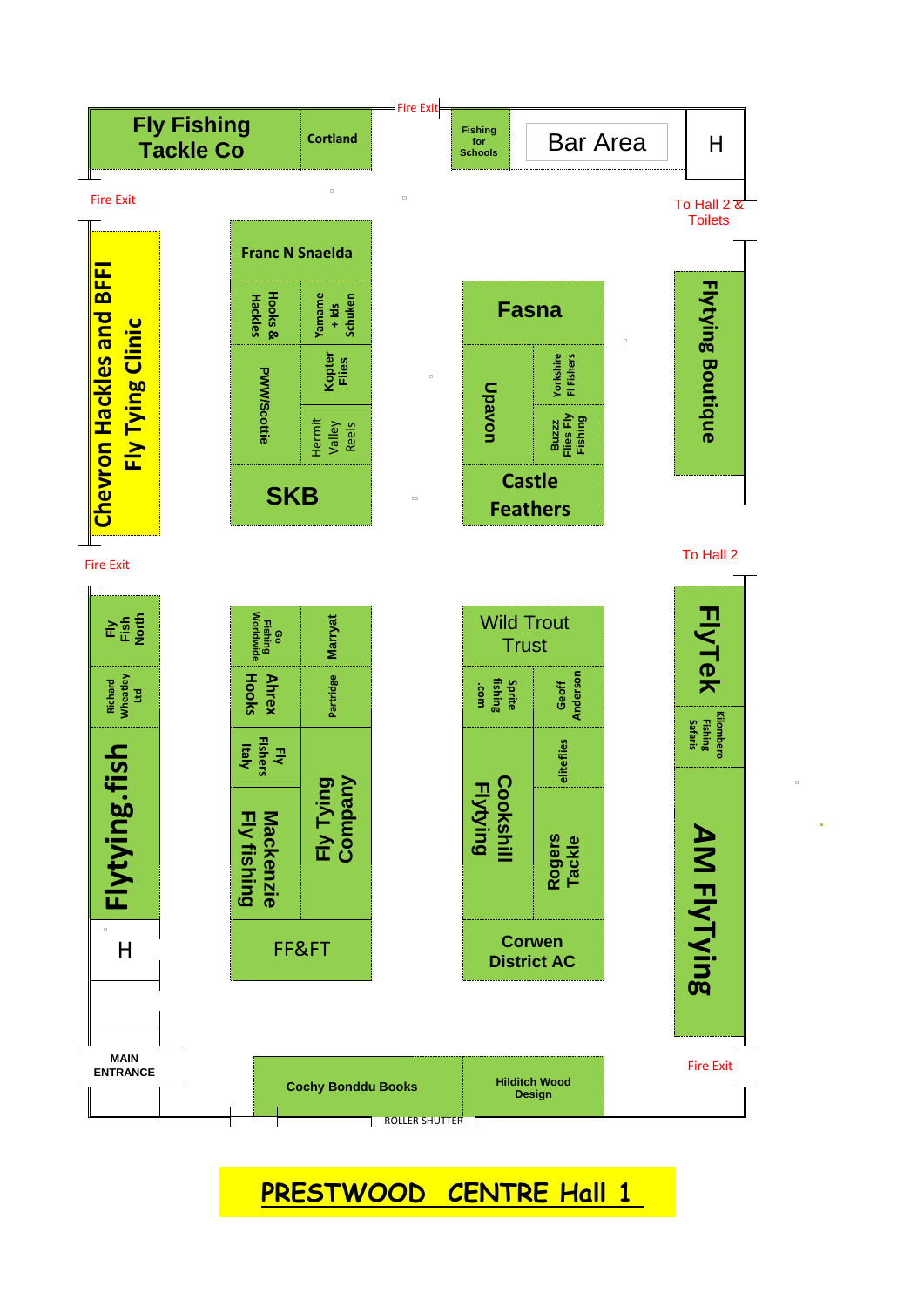# PRESTWOOD CENTRE Hall 1

Fly Fishing Tackle Co

Cortland

Fire Exit

Fishing for Schools

Bar Area

H

Fire Exit

To Hall 2 & Toilets

Chevron Hackles and BFFI Fly Tying Clinic

Franc N Snaelda

Hooks & Hackles

Yamame + Ids Schuken

PWW/Scottie

Kopter Flies

Hermit Valley Reels

SKB

Fasna

Upavon

Yorkshire Fl Fishers

Buzzz Flies Fly Fishing

Castle Feathers

Flytying Boutique

Fire Exit

To Hall 2

Fly Fish North

Richard Wheatley Ltd

Flytying.fish

H

Go Fishing Worldwide

Marryat

Ahrex Hooks

Partridge

Fly Fishers Italy

Mackenzie Fly fishing

Fly Tying Company

FF&FT

Wild Trout Trust

Sprite fishing .com

Geoff Anderson

Cookshill Flytying

elitefiles

Rogers Tackle

Corwen District AC

FlyTek

Kilombero Fishing Safaris

AM FlyTying

MAIN ENTRANCE

Cochy Bonddu Books

Hilditch Wood Design

ROLLER SHUTTER

Fire Exit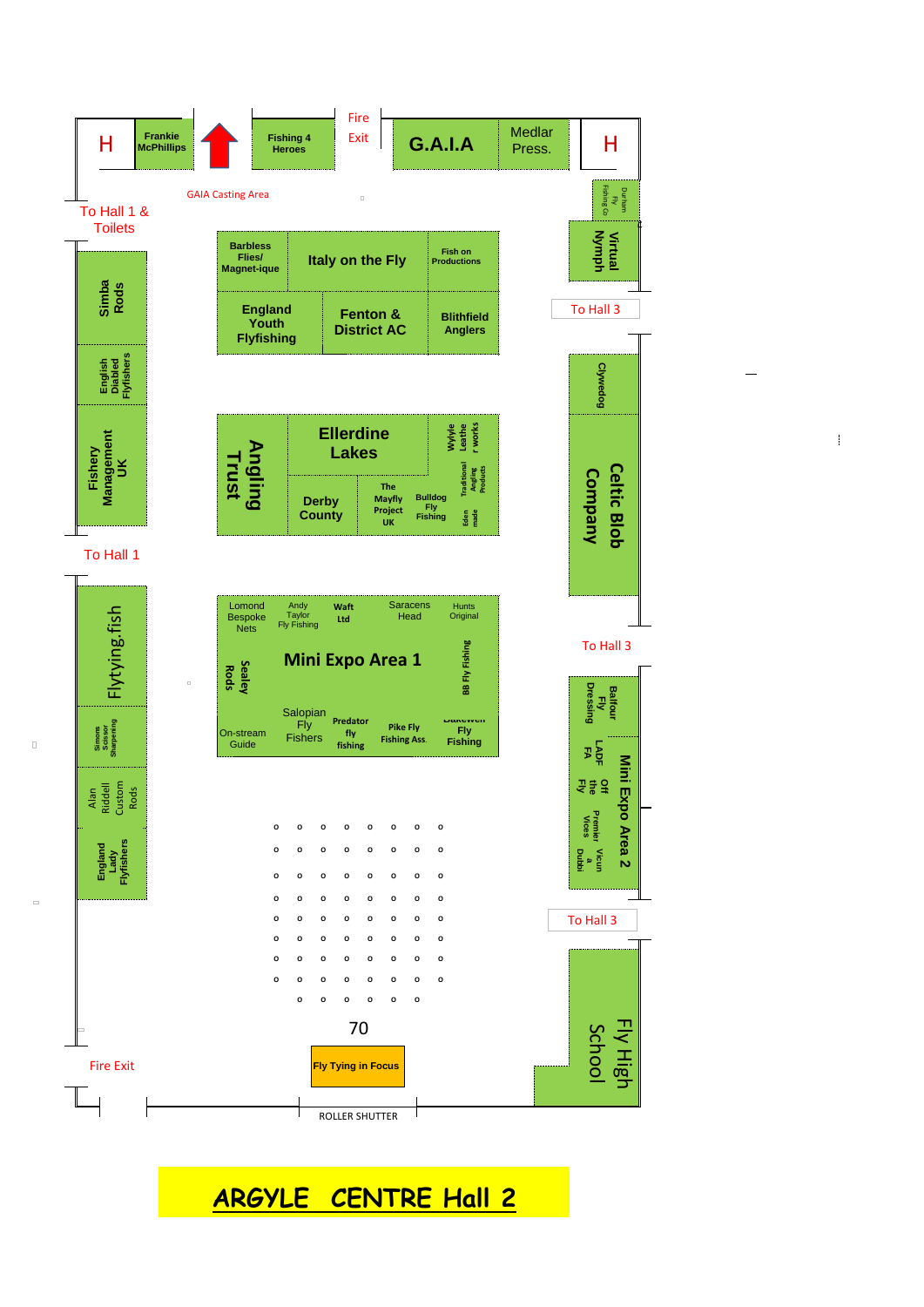# ARGYLE CENTRE Hall 2

H

Frankie McPhillips

Fishing 4 Heroes

Fire Exit

G.A.I.A

Medlar Press.

H

GAIA Casting Area

Durham Fly Fishing Co

To Hall 1 & Toilets

Virtual Nymph

Barbless Flies/ Magnet-ique

Italy on the Fly

Fish on Productions

Simba Rods

England Youth Flyfishing

Fenton & District AC

Blithfield Anglers

To Hall 3

English Diabled Flyfishers

Clywedog

Angling Trust

Ellerdine Lakes

Wylyle Leather works

Traditional Angling Products

Eden made

Derby County

The Mayfly Project UK

Bulldog Fly Fishing

Fishery Management UK

Celtic Blob Company

To Hall 1

Lomond Bespoke Nets

Andy Taylor Fly Fishing

Waft Ltd

Saracens Head

Hunts Original

To Hall 3

Flytying.fish

Sealey Rods

Mini Expo Area 1

BB Fly Fishing

Balfour Fly Dressing

Salopian Fly Fishers

Predator fly fishing

Pike Fly Fishing Ass.

Bakewell Fly Fishing

On-stream Guide

Simons Scissor Sharpening

LADF FA

Off the Fly

Mini Expo Area 2

Premier Vices

Vicun a Dubbi

Alan Riddell Custom Rods

England Lady Flyfishers

To Hall 3

70

Fire Exit

Fly Tying in Focus

Fly High School

ROLLER SHUTTER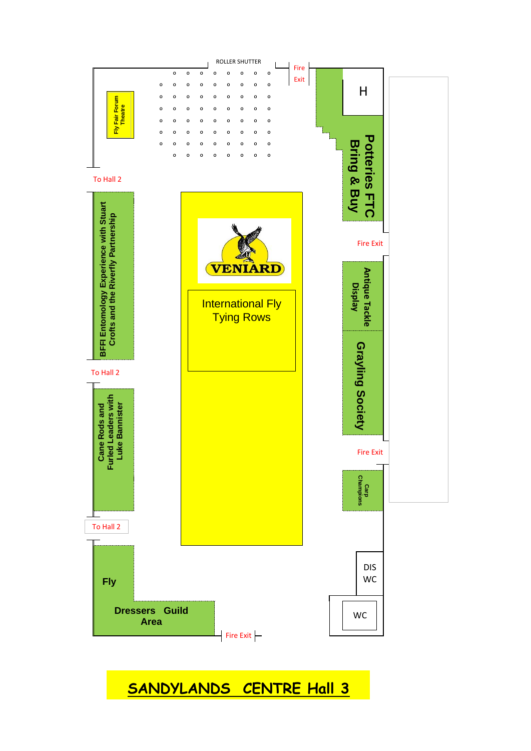ROLLER SHUTTER

Fire Exit

Fly Fair Forum Theatre

H

Potteries FTC Bring & Buy

To Hall 2

BFFI Entomology Experience with Stuart Crofts and the Riverfly Partnership

VENIARD

International Fly Tying Rows

Fire Exit

Antique Tackle Display

Grayling Society

To Hall 2

Cane Rods and Furled Leaders with Luke Bannister

Fire Exit

Carp Champions

To Hall 2

DIS WC

Fly Dressers Guild Area

WC

Fire Exit

**SANDYLANDS CENTRE Hall 3**